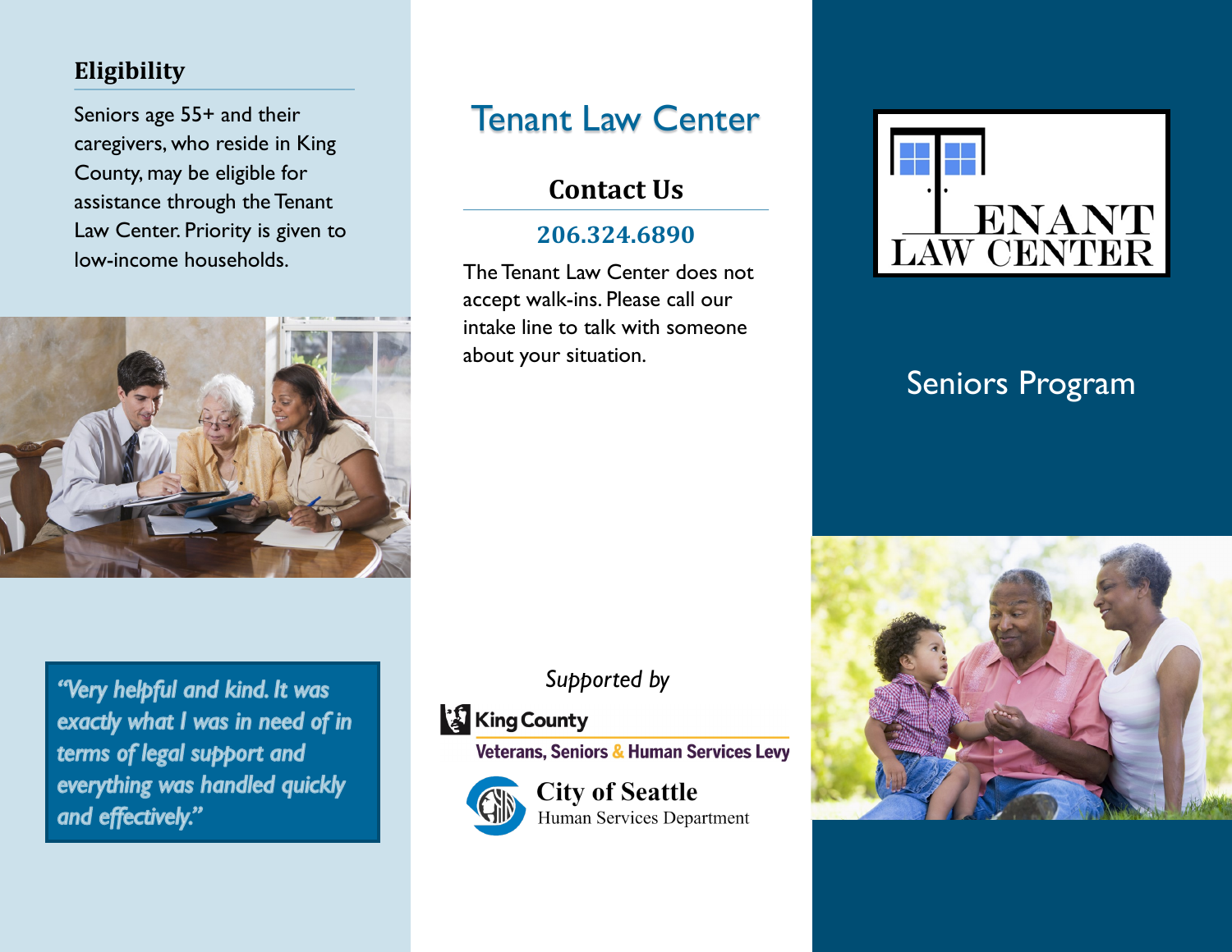## Eligibility

Seniors age 55+ and their caregivers, who reside in King County, may be eligible for assistance through the Tenant Law Center. Priority is given to low-income households.

> *"Very helpful and kind. It was exactly what I was in need of in terms of legal support and everything was handled quickly and effectively."*

# Tenant Law Center

## Contact Us

**206.324.6890**

The Tenant Law Center does not accept walk-ins. Please call our intake line to talk with someone about your situation.

*Supported by*

King County
Veterans, Seniors & Human Services Levy

City of Seattle
Human Services Department

TENANT LAW CENTER

## Seniors Program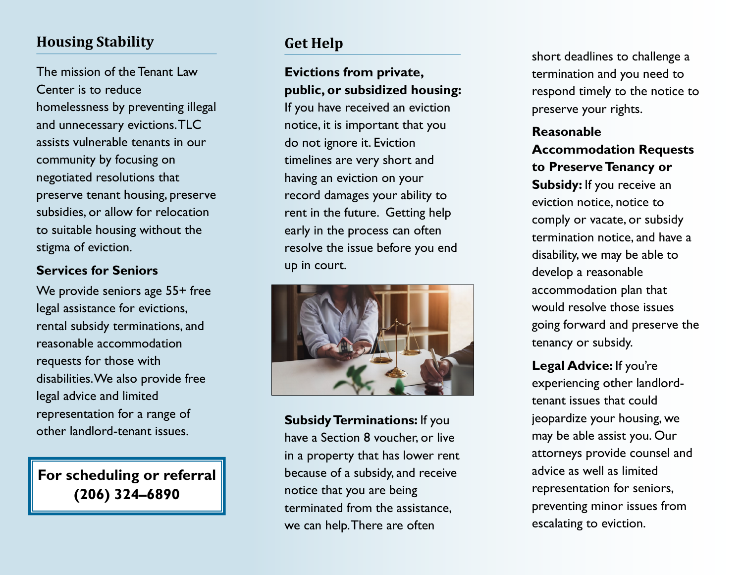## Housing Stability

The mission of the Tenant Law Center is to reduce homelessness by preventing illegal and unnecessary evictions. TLC assists vulnerable tenants in our community by focusing on negotiated resolutions that preserve tenant housing, preserve subsidies, or allow for relocation to suitable housing without the stigma of eviction.

### Services for Seniors

We provide seniors age 55+ free legal assistance for evictions, rental subsidy terminations, and reasonable accommodation requests for those with disabilities. We also provide free legal advice and limited representation for a range of other landlord-tenant issues.

**For scheduling or referral (206) 324–6890**

## Get Help

**Evictions from private, public, or subsidized housing:** If you have received an eviction notice, it is important that you do not ignore it. Eviction timelines are very short and having an eviction on your record damages your ability to rent in the future. Getting help early in the process can often resolve the issue before you end up in court.

**Subsidy Terminations:** If you have a Section 8 voucher, or live in a property that has lower rent because of a subsidy, and receive notice that you are being terminated from the assistance, we can help. There are often short deadlines to challenge a termination and you need to respond timely to the notice to preserve your rights.

**Reasonable Accommodation Requests to Preserve Tenancy or Subsidy:** If you receive an eviction notice, notice to comply or vacate, or subsidy termination notice, and have a disability, we may be able to develop a reasonable accommodation plan that would resolve those issues going forward and preserve the tenancy or subsidy.

**Legal Advice:** If you're experiencing other landlord-tenant issues that could jeopardize your housing, we may be able assist you. Our attorneys provide counsel and advice as well as limited representation for seniors, preventing minor issues from escalating to eviction.